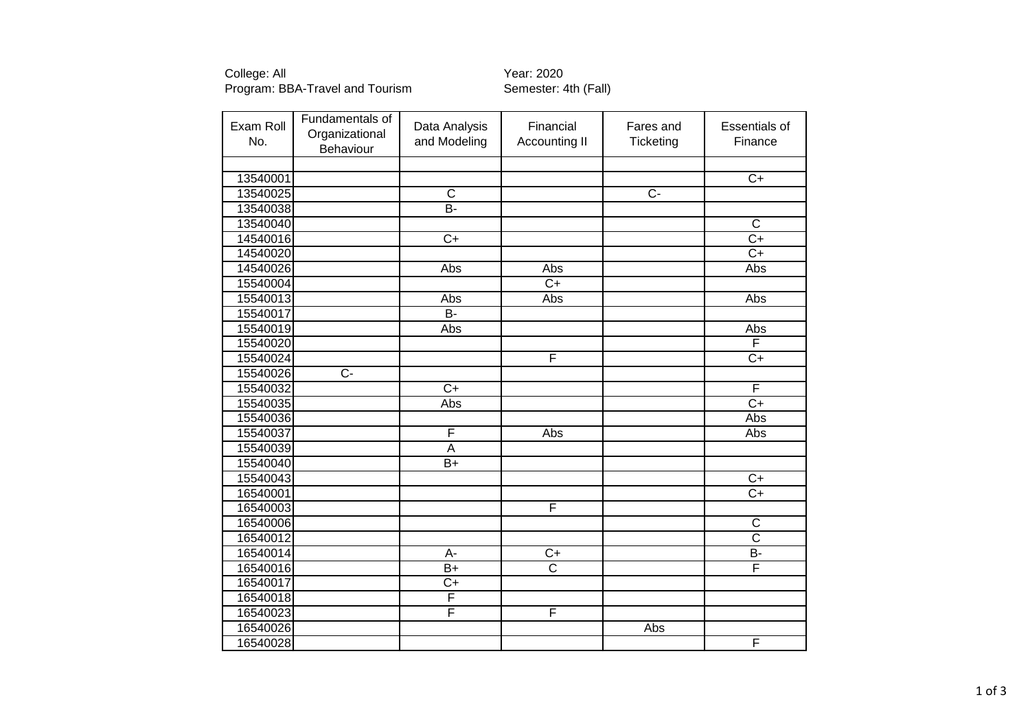College: All
Program: BBA-Travel and Tourism

Year: 2020
Semester: 4th (Fall)

| Exam Roll No. | Fundamentals of Organizational Behaviour | Data Analysis and Modeling | Financial Accounting II | Fares and Ticketing | Essentials of Finance |
|---|---|---|---|---|---|
| | | | | | |
| 13540001 | | | | | C+ |
| 13540025 | | C | | C- | |
| 13540038 | | B- | | | |
| 13540040 | | | | | C |
| 14540016 | | C+ | | | C+ |
| 14540020 | | | | | C+ |
| 14540026 | | Abs | Abs | | Abs |
| 15540004 | | | C+ | | |
| 15540013 | | Abs | Abs | | Abs |
| 15540017 | | B- | | | |
| 15540019 | | Abs | | | Abs |
| 15540020 | | | | | F |
| 15540024 | | | F | | C+ |
| 15540026 | C- | | | | |
| 15540032 | | C+ | | | F |
| 15540035 | | Abs | | | C+ |
| 15540036 | | | | | Abs |
| 15540037 | | F | Abs | | Abs |
| 15540039 | | A | | | |
| 15540040 | | B+ | | | |
| 15540043 | | | | | C+ |
| 16540001 | | | | | C+ |
| 16540003 | | | F | | |
| 16540006 | | | | | C |
| 16540012 | | | | | C |
| 16540014 | | A- | C+ | | B- |
| 16540016 | | B+ | C | | F |
| 16540017 | | C+ | | | |
| 16540018 | | F | | | |
| 16540023 | | F | F | | |
| 16540026 | | | | Abs | |
| 16540028 | | | | | F |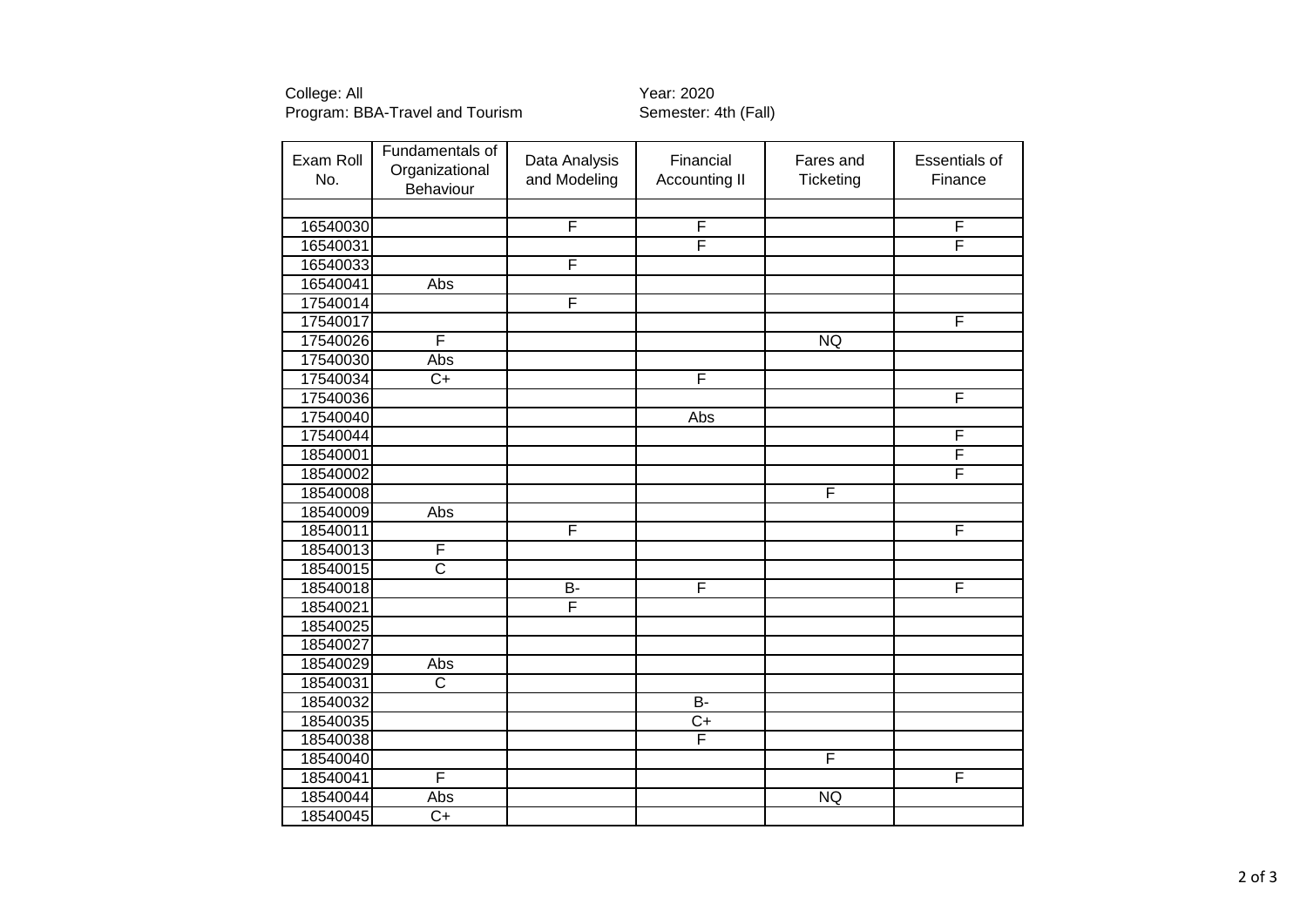College: All
Program: BBA-Travel and Tourism

Year: 2020
Semester: 4th (Fall)

| Exam Roll No. | Fundamentals of Organizational Behaviour | Data Analysis and Modeling | Financial Accounting II | Fares and Ticketing | Essentials of Finance |
|---|---|---|---|---|---|
| | | | | | |
| 16540030 | | F | F | | F |
| 16540031 | | | F | | F |
| 16540033 | | F | | | |
| 16540041 | Abs | | | | |
| 17540014 | | F | | | |
| 17540017 | | | | | F |
| 17540026 | F | | | NQ | |
| 17540030 | Abs | | | | |
| 17540034 | C+ | | F | | |
| 17540036 | | | | | F |
| 17540040 | | | Abs | | |
| 17540044 | | | | | F |
| 18540001 | | | | | F |
| 18540002 | | | | | F |
| 18540008 | | | | F | |
| 18540009 | Abs | | | | |
| 18540011 | | F | | | F |
| 18540013 | F | | | | |
| 18540015 | C | | | | |
| 18540018 | | B- | F | | F |
| 18540021 | | F | | | |
| 18540025 | | | | | |
| 18540027 | | | | | |
| 18540029 | Abs | | | | |
| 18540031 | C | | | | |
| 18540032 | | | B- | | |
| 18540035 | | | C+ | | |
| 18540038 | | | F | | |
| 18540040 | | | | F | |
| 18540041 | F | | | | F |
| 18540044 | Abs | | | NQ | |
| 18540045 | C+ | | | | |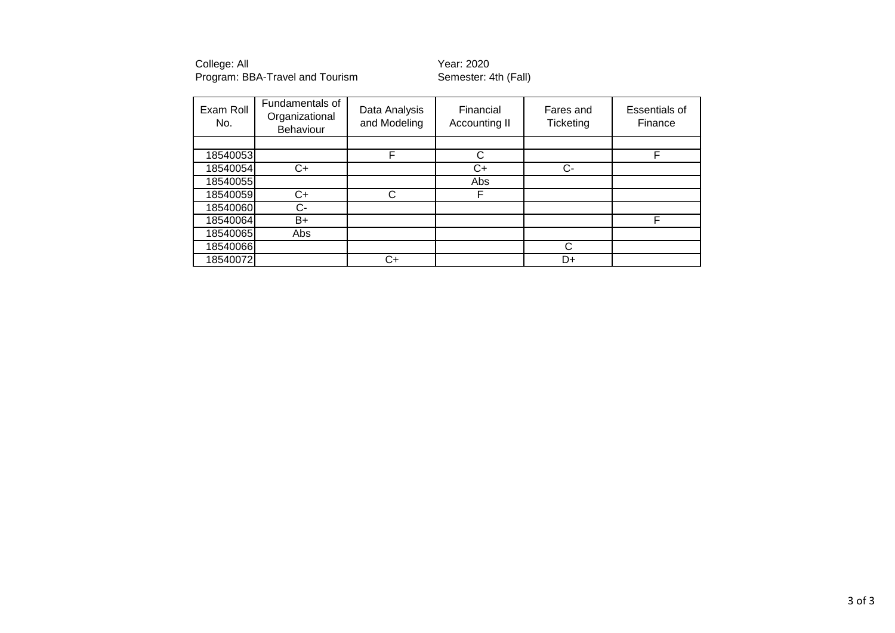College: All
Program: BBA-Travel and Tourism

Year: 2020
Semester: 4th (Fall)

| Exam Roll No. | Fundamentals of Organizational Behaviour | Data Analysis and Modeling | Financial Accounting II | Fares and Ticketing | Essentials of Finance |
|---|---|---|---|---|---|
| | | | | | |
| 18540053 | | F | C | | F |
| 18540054 | C+ | | C+ | C- | |
| 18540055 | | | Abs | | |
| 18540059 | C+ | C | F | | |
| 18540060 | C- | | | | |
| 18540064 | B+ | | | | F |
| 18540065 | Abs | | | | |
| 18540066 | | | | C | |
| 18540072 | | C+ | | D+ | |